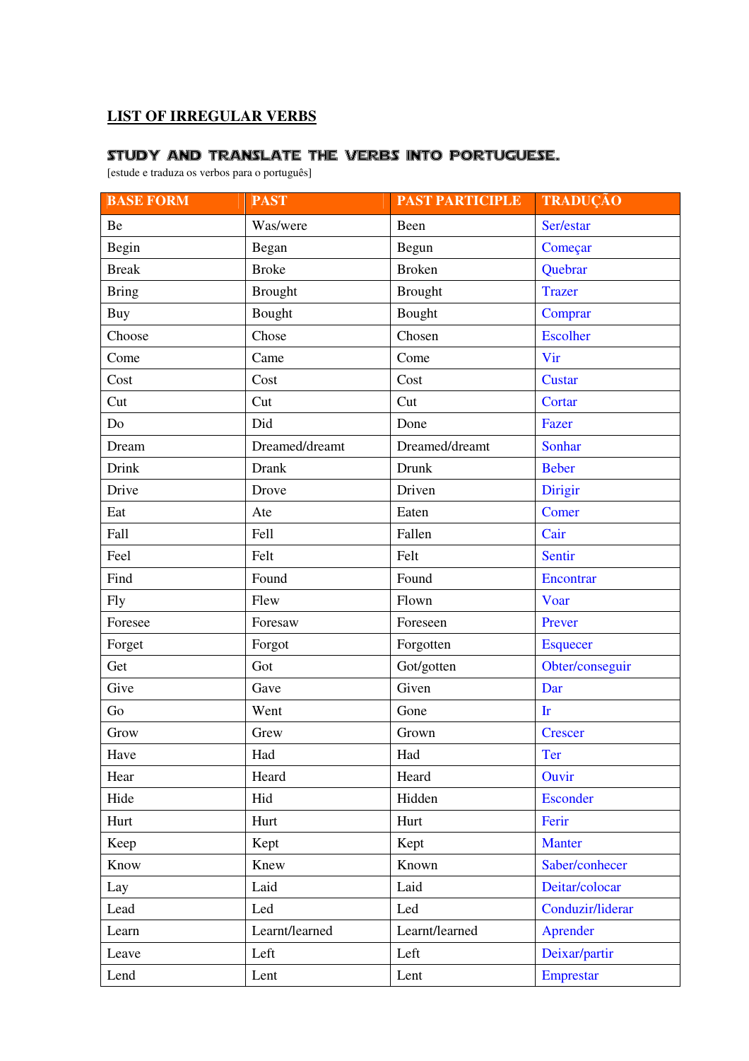# LIST OF IRREGULAR VERBS

## STUDY AND TRANSLATE THE VERBS INTO PORTUGUESE.

[estude e traduza os verbos para o português]

| BASE FORM | PAST | PAST PARTICIPLE | TRADUÇÃO |
|---|---|---|---|
| Be | Was/were | Been | Ser/estar |
| Begin | Began | Begun | Começar |
| Break | Broke | Broken | Quebrar |
| Bring | Brought | Brought | Trazer |
| Buy | Bought | Bought | Comprar |
| Choose | Chose | Chosen | Escolher |
| Come | Came | Come | Vir |
| Cost | Cost | Cost | Custar |
| Cut | Cut | Cut | Cortar |
| Do | Did | Done | Fazer |
| Dream | Dreamed/dreamt | Dreamed/dreamt | Sonhar |
| Drink | Drank | Drunk | Beber |
| Drive | Drove | Driven | Dirigir |
| Eat | Ate | Eaten | Comer |
| Fall | Fell | Fallen | Cair |
| Feel | Felt | Felt | Sentir |
| Find | Found | Found | Encontrar |
| Fly | Flew | Flown | Voar |
| Foresee | Foresaw | Foreseen | Prever |
| Forget | Forgot | Forgotten | Esquecer |
| Get | Got | Got/gotten | Obter/conseguir |
| Give | Gave | Given | Dar |
| Go | Went | Gone | Ir |
| Grow | Grew | Grown | Crescer |
| Have | Had | Had | Ter |
| Hear | Heard | Heard | Ouvir |
| Hide | Hid | Hidden | Esconder |
| Hurt | Hurt | Hurt | Ferir |
| Keep | Kept | Kept | Manter |
| Know | Knew | Known | Saber/conhecer |
| Lay | Laid | Laid | Deitar/colocar |
| Lead | Led | Led | Conduzir/liderar |
| Learn | Learnt/learned | Learnt/learned | Aprender |
| Leave | Left | Left | Deixar/partir |
| Lend | Lent | Lent | Emprestar |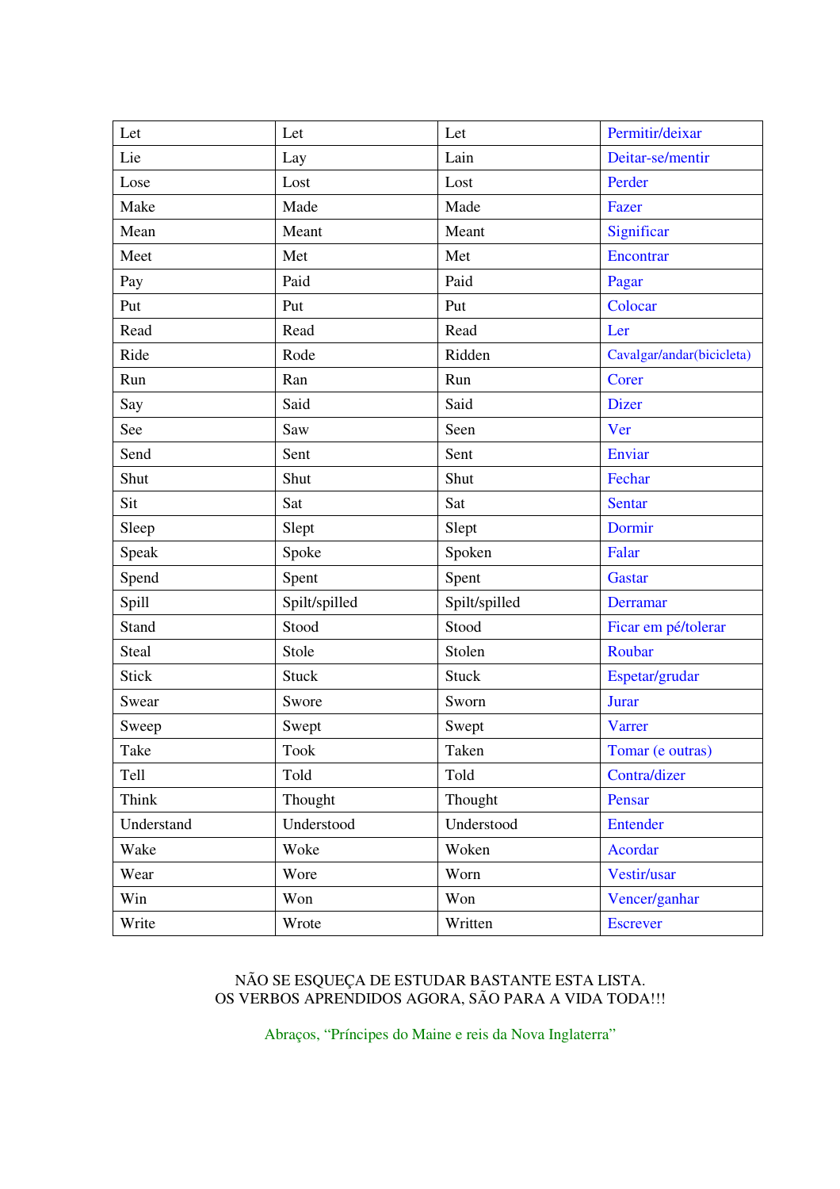| | | | |
|---|---|---|---|
| Let | Let | Let | Permitir/deixar |
| Lie | Lay | Lain | Deitar-se/mentir |
| Lose | Lost | Lost | Perder |
| Make | Made | Made | Fazer |
| Mean | Meant | Meant | Significar |
| Meet | Met | Met | Encontrar |
| Pay | Paid | Paid | Pagar |
| Put | Put | Put | Colocar |
| Read | Read | Read | Ler |
| Ride | Rode | Ridden | Cavalgar/andar(bicicleta) |
| Run | Ran | Run | Corer |
| Say | Said | Said | Dizer |
| See | Saw | Seen | Ver |
| Send | Sent | Sent | Enviar |
| Shut | Shut | Shut | Fechar |
| Sit | Sat | Sat | Sentar |
| Sleep | Slept | Slept | Dormir |
| Speak | Spoke | Spoken | Falar |
| Spend | Spent | Spent | Gastar |
| Spill | Spilt/spilled | Spilt/spilled | Derramar |
| Stand | Stood | Stood | Ficar em pé/tolerar |
| Steal | Stole | Stolen | Roubar |
| Stick | Stuck | Stuck | Espetar/grudar |
| Swear | Swore | Sworn | Jurar |
| Sweep | Swept | Swept | Varrer |
| Take | Took | Taken | Tomar (e outras) |
| Tell | Told | Told | Contra/dizer |
| Think | Thought | Thought | Pensar |
| Understand | Understood | Understood | Entender |
| Wake | Woke | Woken | Acordar |
| Wear | Wore | Worn | Vestir/usar |
| Win | Won | Won | Vencer/ganhar |
| Write | Wrote | Written | Escrever |

NÃO SE ESQUEÇA DE ESTUDAR BASTANTE ESTA LISTA.
OS VERBOS APRENDIDOS AGORA, SÃO PARA A VIDA TODA!!!

Abraços, “Príncipes do Maine e reis da Nova Inglaterra”